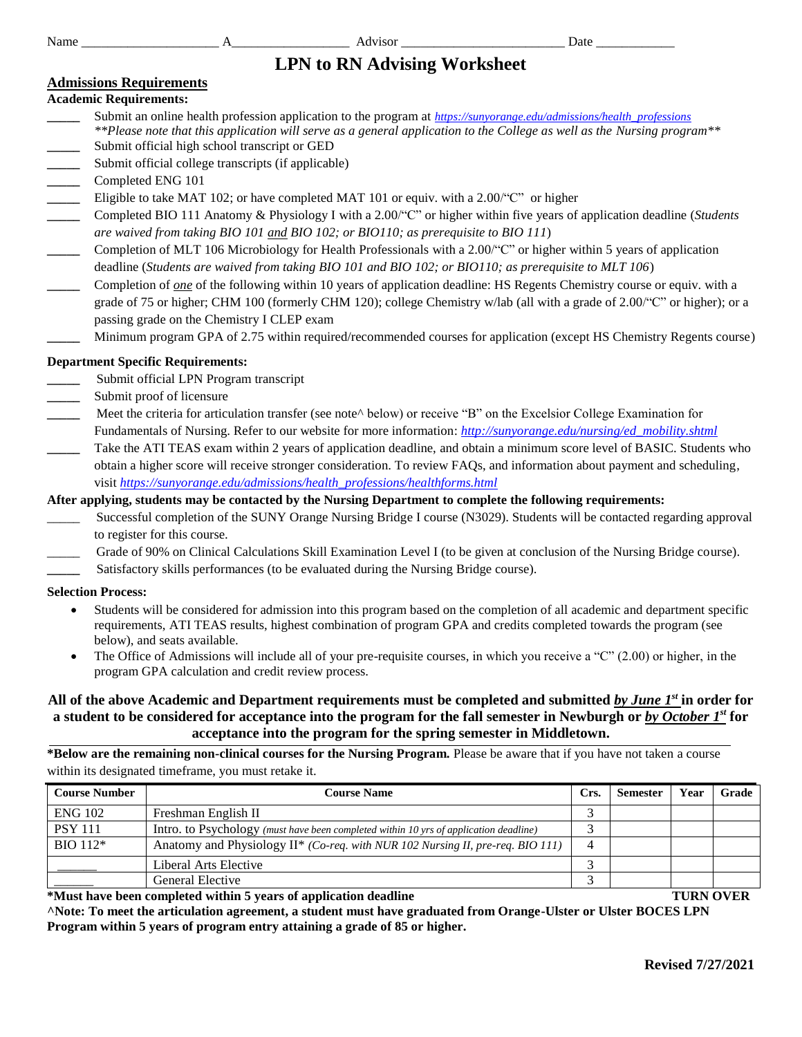Name _____________________ A__________________ Advisor _________________________ Date ____________

# LPN to RN Advising Worksheet

## Admissions Requirements

**Academic Requirements:**

_____ Submit an online health profession application to the program at *https://sunyorange.edu/admissions/health_professions*
*\*\*Please note that this application will serve as a general application to the College as well as the Nursing program\*\**

_____ Submit official high school transcript or GED

_____ Submit official college transcripts (if applicable)

_____ Completed ENG 101

_____ Eligible to take MAT 102; or have completed MAT 101 or equiv. with a 2.00/"C" or higher

_____ Completed BIO 111 Anatomy & Physiology I with a 2.00/"C" or higher within five years of application deadline (*Students are waived from taking BIO 101 and BIO 102; or BIO110; as prerequisite to BIO 111*)

_____ Completion of MLT 106 Microbiology for Health Professionals with a 2.00/"C" or higher within 5 years of application deadline (*Students are waived from taking BIO 101 and BIO 102; or BIO110; as prerequisite to MLT 106*)

_____ Completion of *one* of the following within 10 years of application deadline: HS Regents Chemistry course or equiv. with a grade of 75 or higher; CHM 100 (formerly CHM 120); college Chemistry w/lab (all with a grade of 2.00/"C" or higher); or a passing grade on the Chemistry I CLEP exam

_____ Minimum program GPA of 2.75 within required/recommended courses for application (except HS Chemistry Regents course)

**Department Specific Requirements:**

_____ Submit official LPN Program transcript

_____ Submit proof of licensure

_____ Meet the criteria for articulation transfer (see note^ below) or receive "B" on the Excelsior College Examination for Fundamentals of Nursing. Refer to our website for more information: *http://sunyorange.edu/nursing/ed_mobility.shtml*

_____ Take the ATI TEAS exam within 2 years of application deadline, and obtain a minimum score level of BASIC. Students who obtain a higher score will receive stronger consideration. To review FAQs, and information about payment and scheduling, visit *https://sunyorange.edu/admissions/health_professions/healthforms.html*

**After applying, students may be contacted by the Nursing Department to complete the following requirements:**

_____ Successful completion of the SUNY Orange Nursing Bridge I course (N3029). Students will be contacted regarding approval to register for this course.

_____ Grade of 90% on Clinical Calculations Skill Examination Level I (to be given at conclusion of the Nursing Bridge course).

_____ Satisfactory skills performances (to be evaluated during the Nursing Bridge course).

**Selection Process:**

- Students will be considered for admission into this program based on the completion of all academic and department specific requirements, ATI TEAS results, highest combination of program GPA and credits completed towards the program (see below), and seats available.
- The Office of Admissions will include all of your pre-requisite courses, in which you receive a "C" (2.00) or higher, in the program GPA calculation and credit review process.

**All of the above Academic and Department requirements must be completed and submitted *by June 1st* in order for a student to be considered for acceptance into the program for the fall semester in Newburgh or *by October 1st* for acceptance into the program for the spring semester in Middletown.**

**\*Below are the remaining non-clinical courses for the Nursing Program.** Please be aware that if you have not taken a course within its designated timeframe, you must retake it.

| Course Number | Course Name | Crs. | Semester | Year | Grade |
|---|---|---|---|---|---|
| ENG 102 | Freshman English II | 3 | | | |
| PSY 111 | Intro. to Psychology *(must have been completed within 10 yrs of application deadline)* | 3 | | | |
| BIO 112* | Anatomy and Physiology II* *(Co-req. with NUR 102 Nursing II, pre-req. BIO 111)* | 4 | | | |
| ______ | Liberal Arts Elective | 3 | | | |
| ______ | General Elective | 3 | | | |

**\*Must have been completed within 5 years of application deadline** **TURN OVER**

**^Note: To meet the articulation agreement, a student must have graduated from Orange-Ulster or Ulster BOCES LPN Program within 5 years of program entry attaining a grade of 85 or higher.**

**Revised 7/27/2021**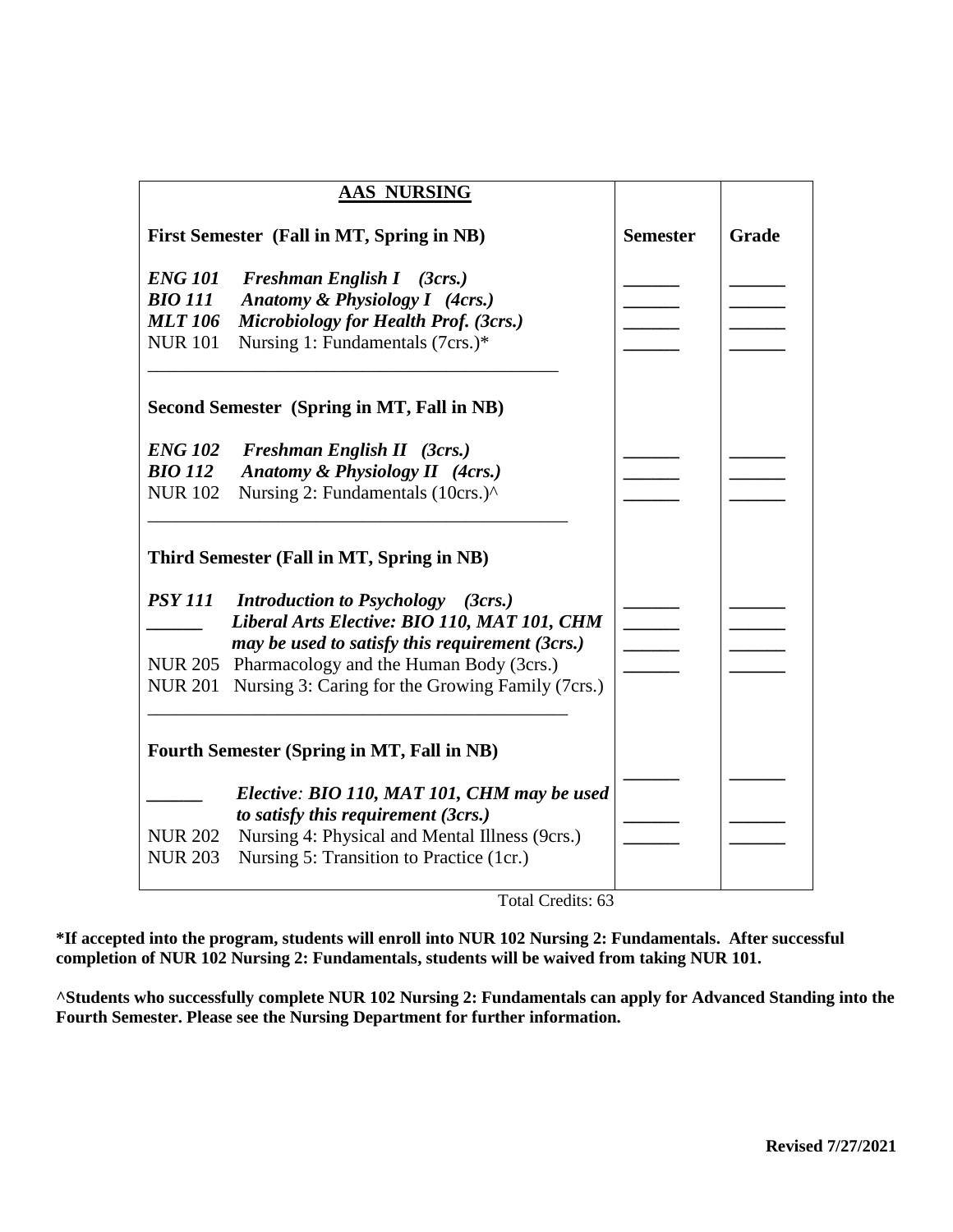| **AAS NURSING** | | |
|---|---|---|
| **First Semester (Fall in MT, Spring in NB)** | **Semester** | **Grade** |
| ***ENG 101 Freshman English I (3crs.)*** | ______ | ______ |
| ***BIO 111 Anatomy & Physiology I (4crs.)*** | ______ | ______ |
| ***MLT 106 Microbiology for Health Prof. (3crs.)*** | ______ | ______ |
| NUR 101 Nursing 1: Fundamentals (7crs.)* | ______ | ______ |
| **Second Semester (Spring in MT, Fall in NB)** | | |
| ***ENG 102 Freshman English II (3crs.)*** | ______ | ______ |
| ***BIO 112 Anatomy & Physiology II (4crs.)*** | ______ | ______ |
| NUR 102 Nursing 2: Fundamentals (10crs.)^ | ______ | ______ |
| **Third Semester (Fall in MT, Spring in NB)** | | |
| ***PSY 111 Introduction to Psychology (3crs.)*** | ______ | ______ |
| ______ ***Liberal Arts Elective: BIO 110, MAT 101, CHM may be used to satisfy this requirement (3crs.)*** | ______ | ______ |
| NUR 205 Pharmacology and the Human Body (3crs.) | ______ | ______ |
| NUR 201 Nursing 3: Caring for the Growing Family (7crs.) | ______ | ______ |
| **Fourth Semester (Spring in MT, Fall in NB)** | | |
| ______ ***Elective: BIO 110, MAT 101, CHM may be used to satisfy this requirement (3crs.)*** | ______ | ______ |
| NUR 202 Nursing 4: Physical and Mental Illness (9crs.) | ______ | ______ |
| NUR 203 Nursing 5: Transition to Practice (1cr.) | ______ | ______ |

Total Credits: 63

**\*If accepted into the program, students will enroll into NUR 102 Nursing 2: Fundamentals. After successful completion of NUR 102 Nursing 2: Fundamentals, students will be waived from taking NUR 101.**

**^Students who successfully complete NUR 102 Nursing 2: Fundamentals can apply for Advanced Standing into the Fourth Semester. Please see the Nursing Department for further information.**

**Revised 7/27/2021**